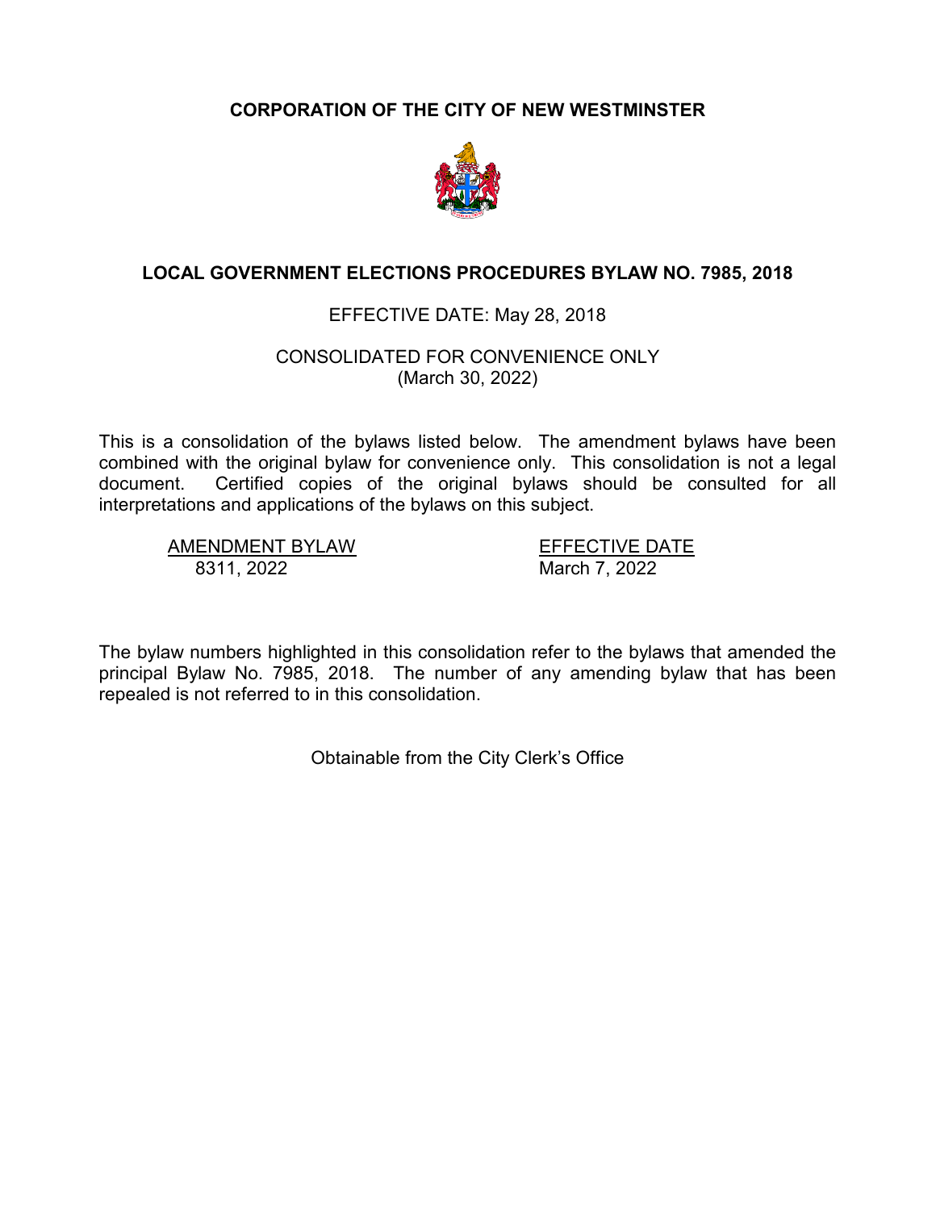# CORPORATION OF THE CITY OF NEW WESTMINSTER

## LOCAL GOVERNMENT ELECTIONS PROCEDURES BYLAW NO. 7985, 2018

EFFECTIVE DATE: May 28, 2018

CONSOLIDATED FOR CONVENIENCE ONLY
(March 30, 2022)

This is a consolidation of the bylaws listed below. The amendment bylaws have been combined with the original bylaw for convenience only. This consolidation is not a legal document. Certified copies of the original bylaws should be consulted for all interpretations and applications of the bylaws on this subject.

| AMENDMENT BYLAW | EFFECTIVE DATE |
| --- | --- |
| 8311, 2022 | March 7, 2022 |

The bylaw numbers highlighted in this consolidation refer to the bylaws that amended the principal Bylaw No. 7985, 2018. The number of any amending bylaw that has been repealed is not referred to in this consolidation.

Obtainable from the City Clerk's Office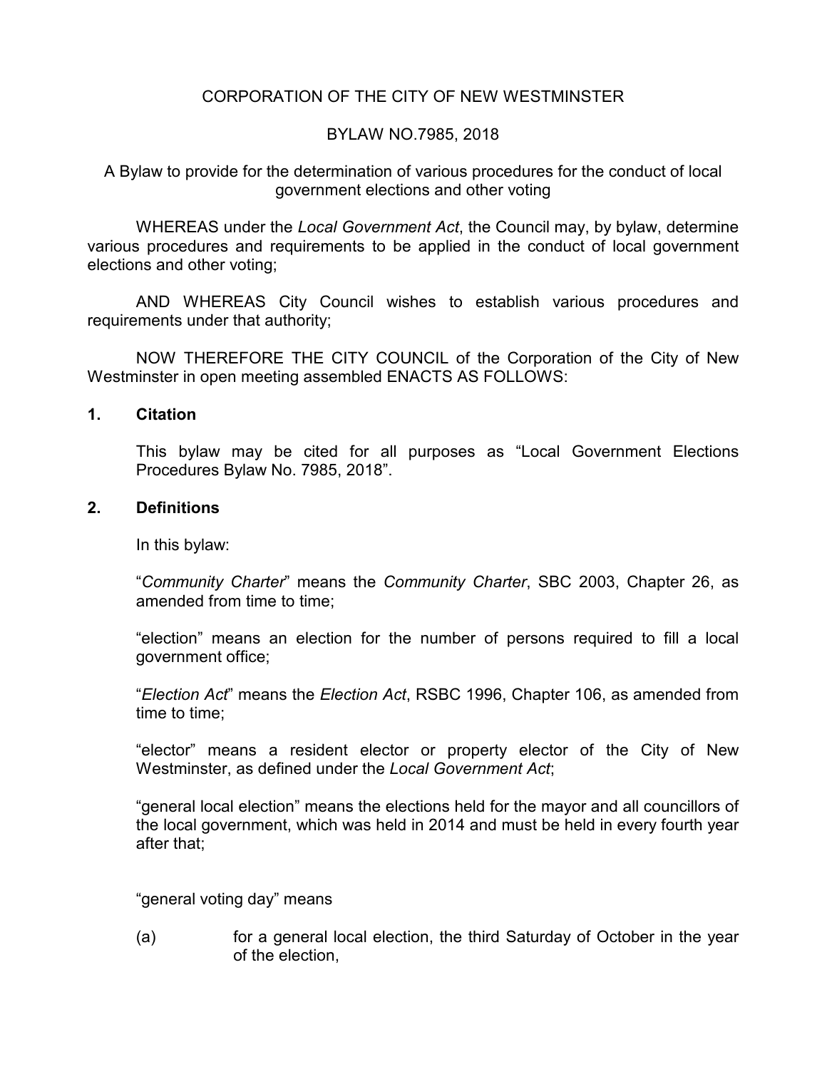CORPORATION OF THE CITY OF NEW WESTMINSTER

BYLAW NO.7985, 2018

A Bylaw to provide for the determination of various procedures for the conduct of local government elections and other voting

WHEREAS under the *Local Government Act*, the Council may, by bylaw, determine various procedures and requirements to be applied in the conduct of local government elections and other voting;

AND WHEREAS City Council wishes to establish various procedures and requirements under that authority;

NOW THEREFORE THE CITY COUNCIL of the Corporation of the City of New Westminster in open meeting assembled ENACTS AS FOLLOWS:

**1. Citation**

This bylaw may be cited for all purposes as "Local Government Elections Procedures Bylaw No. 7985, 2018".

**2. Definitions**

In this bylaw:

"*Community Charter*" means the *Community Charter*, SBC 2003, Chapter 26, as amended from time to time;

"election" means an election for the number of persons required to fill a local government office;

"*Election Act*" means the *Election Act*, RSBC 1996, Chapter 106, as amended from time to time;

"elector" means a resident elector or property elector of the City of New Westminster, as defined under the *Local Government Act*;

"general local election" means the elections held for the mayor and all councillors of the local government, which was held in 2014 and must be held in every fourth year after that;

"general voting day" means

(a) for a general local election, the third Saturday of October in the year of the election,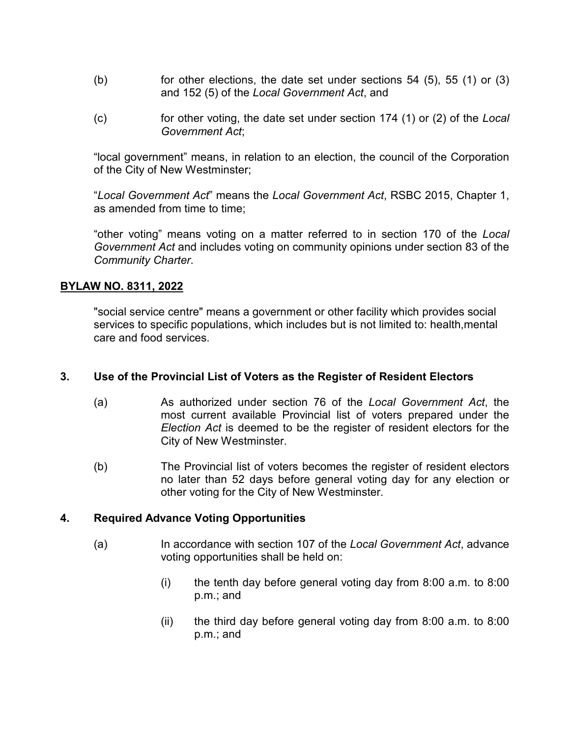(b) for other elections, the date set under sections 54 (5), 55 (1) or (3) and 152 (5) of the *Local Government Act*, and

(c) for other voting, the date set under section 174 (1) or (2) of the *Local Government Act*;

"local government" means, in relation to an election, the council of the Corporation of the City of New Westminster;

"*Local Government Act*" means the *Local Government Act*, RSBC 2015, Chapter 1, as amended from time to time;

"other voting" means voting on a matter referred to in section 170 of the *Local Government Act* and includes voting on community opinions under section 83 of the *Community Charter*.

**BYLAW NO. 8311, 2022**

"social service centre" means a government or other facility which provides social services to specific populations, which includes but is not limited to: health,mental care and food services.

**3. Use of the Provincial List of Voters as the Register of Resident Electors**

(a) As authorized under section 76 of the *Local Government Act*, the most current available Provincial list of voters prepared under the *Election Act* is deemed to be the register of resident electors for the City of New Westminster.

(b) The Provincial list of voters becomes the register of resident electors no later than 52 days before general voting day for any election or other voting for the City of New Westminster.

**4. Required Advance Voting Opportunities**

(a) In accordance with section 107 of the *Local Government Act*, advance voting opportunities shall be held on:

(i) the tenth day before general voting day from 8:00 a.m. to 8:00 p.m.; and

(ii) the third day before general voting day from 8:00 a.m. to 8:00 p.m.; and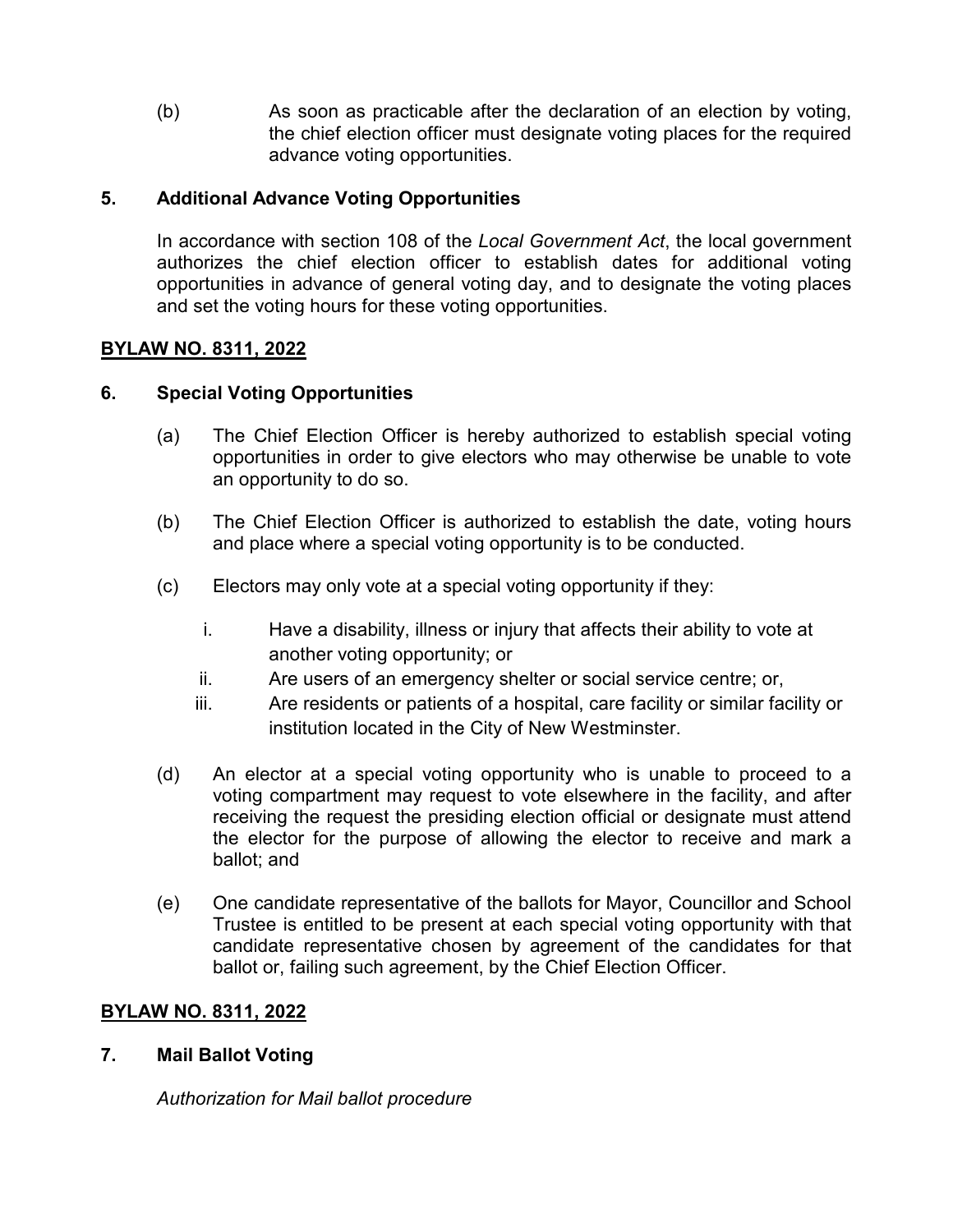(b) As soon as practicable after the declaration of an election by voting, the chief election officer must designate voting places for the required advance voting opportunities.

**5. Additional Advance Voting Opportunities**

In accordance with section 108 of the *Local Government Act*, the local government authorizes the chief election officer to establish dates for additional voting opportunities in advance of general voting day, and to designate the voting places and set the voting hours for these voting opportunities.

**BYLAW NO. 8311, 2022**

**6. Special Voting Opportunities**

(a) The Chief Election Officer is hereby authorized to establish special voting opportunities in order to give electors who may otherwise be unable to vote an opportunity to do so.

(b) The Chief Election Officer is authorized to establish the date, voting hours and place where a special voting opportunity is to be conducted.

(c) Electors may only vote at a special voting opportunity if they:

i. Have a disability, illness or injury that affects their ability to vote at another voting opportunity; or

ii. Are users of an emergency shelter or social service centre; or,

iii. Are residents or patients of a hospital, care facility or similar facility or institution located in the City of New Westminster.

(d) An elector at a special voting opportunity who is unable to proceed to a voting compartment may request to vote elsewhere in the facility, and after receiving the request the presiding election official or designate must attend the elector for the purpose of allowing the elector to receive and mark a ballot; and

(e) One candidate representative of the ballots for Mayor, Councillor and School Trustee is entitled to be present at each special voting opportunity with that candidate representative chosen by agreement of the candidates for that ballot or, failing such agreement, by the Chief Election Officer.

**BYLAW NO. 8311, 2022**

**7. Mail Ballot Voting**

*Authorization for Mail ballot procedure*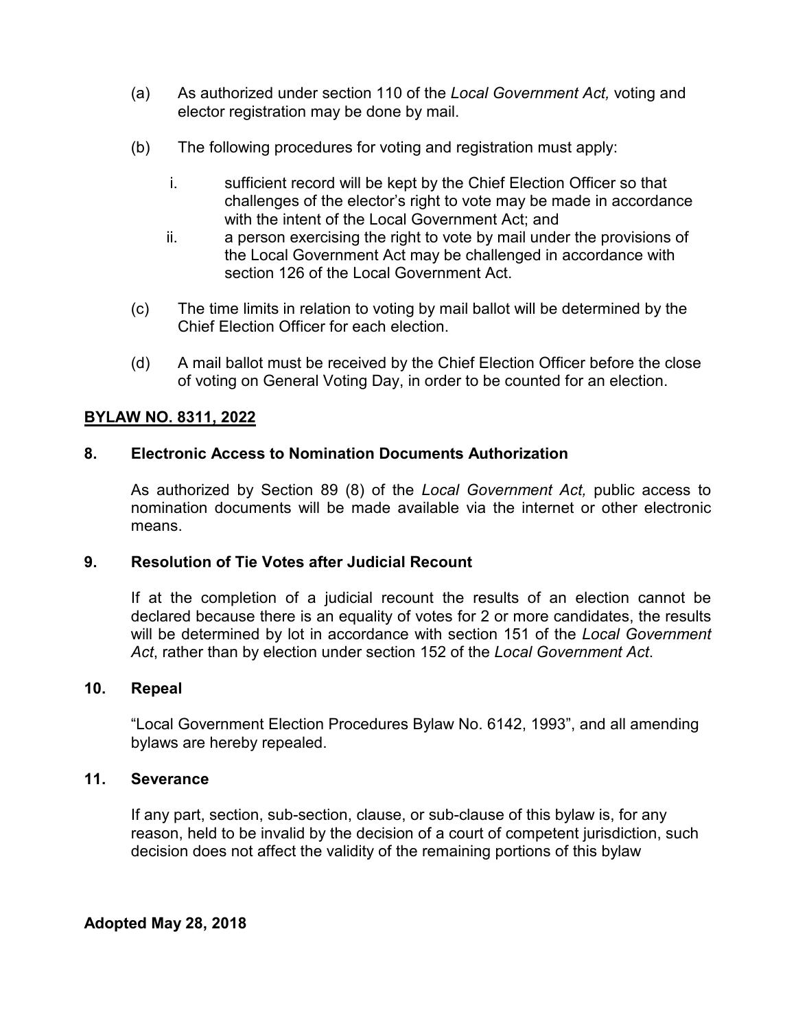(a) As authorized under section 110 of the *Local Government Act,* voting and elector registration may be done by mail.

(b) The following procedures for voting and registration must apply:

   i. sufficient record will be kept by the Chief Election Officer so that challenges of the elector's right to vote may be made in accordance with the intent of the Local Government Act; and

   ii. a person exercising the right to vote by mail under the provisions of the Local Government Act may be challenged in accordance with section 126 of the Local Government Act.

(c) The time limits in relation to voting by mail ballot will be determined by the Chief Election Officer for each election.

(d) A mail ballot must be received by the Chief Election Officer before the close of voting on General Voting Day, in order to be counted for an election.

**BYLAW NO. 8311, 2022**

**8. Electronic Access to Nomination Documents Authorization**

As authorized by Section 89 (8) of the *Local Government Act,* public access to nomination documents will be made available via the internet or other electronic means.

**9. Resolution of Tie Votes after Judicial Recount**

If at the completion of a judicial recount the results of an election cannot be declared because there is an equality of votes for 2 or more candidates, the results will be determined by lot in accordance with section 151 of the *Local Government Act*, rather than by election under section 152 of the *Local Government Act*.

**10. Repeal**

"Local Government Election Procedures Bylaw No. 6142, 1993", and all amending bylaws are hereby repealed.

**11. Severance**

If any part, section, sub-section, clause, or sub-clause of this bylaw is, for any reason, held to be invalid by the decision of a court of competent jurisdiction, such decision does not affect the validity of the remaining portions of this bylaw

**Adopted May 28, 2018**